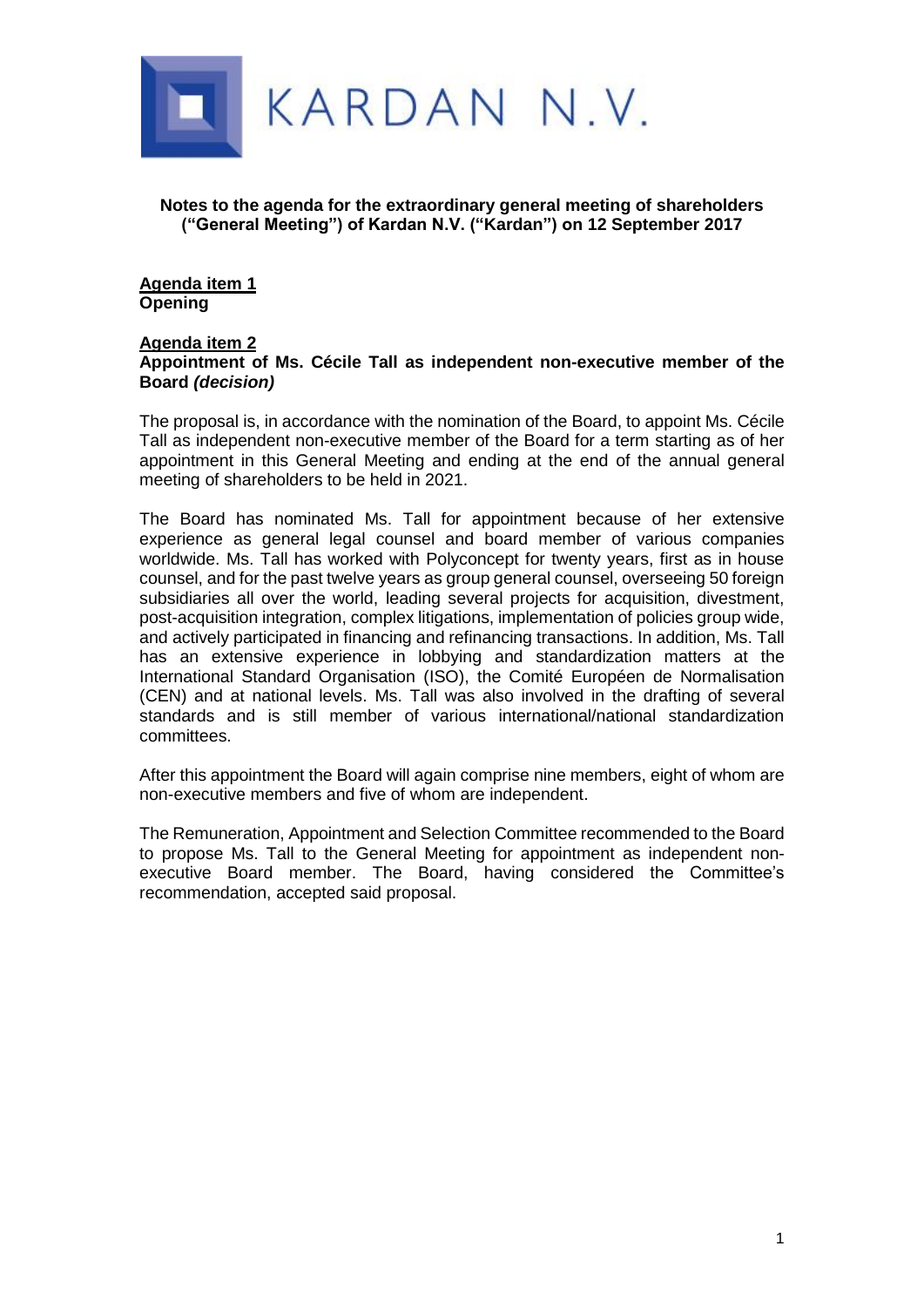KARDAN N.V.

**Notes to the agenda for the extraordinary general meeting of shareholders ("General Meeting") of Kardan N.V. ("Kardan") on 12 September 2017**

**Agenda item 1**
**Opening**

**Agenda item 2**
**Appointment of Ms. Cécile Tall as independent non-executive member of the Board *(decision)***

The proposal is, in accordance with the nomination of the Board, to appoint Ms. Cécile Tall as independent non-executive member of the Board for a term starting as of her appointment in this General Meeting and ending at the end of the annual general meeting of shareholders to be held in 2021.

The Board has nominated Ms. Tall for appointment because of her extensive experience as general legal counsel and board member of various companies worldwide. Ms. Tall has worked with Polyconcept for twenty years, first as in house counsel, and for the past twelve years as group general counsel, overseeing 50 foreign subsidiaries all over the world, leading several projects for acquisition, divestment, post-acquisition integration, complex litigations, implementation of policies group wide, and actively participated in financing and refinancing transactions. In addition, Ms. Tall has an extensive experience in lobbying and standardization matters at the International Standard Organisation (ISO), the Comité Européen de Normalisation (CEN) and at national levels. Ms. Tall was also involved in the drafting of several standards and is still member of various international/national standardization committees.

After this appointment the Board will again comprise nine members, eight of whom are non-executive members and five of whom are independent.

The Remuneration, Appointment and Selection Committee recommended to the Board to propose Ms. Tall to the General Meeting for appointment as independent non-executive Board member. The Board, having considered the Committee's recommendation, accepted said proposal.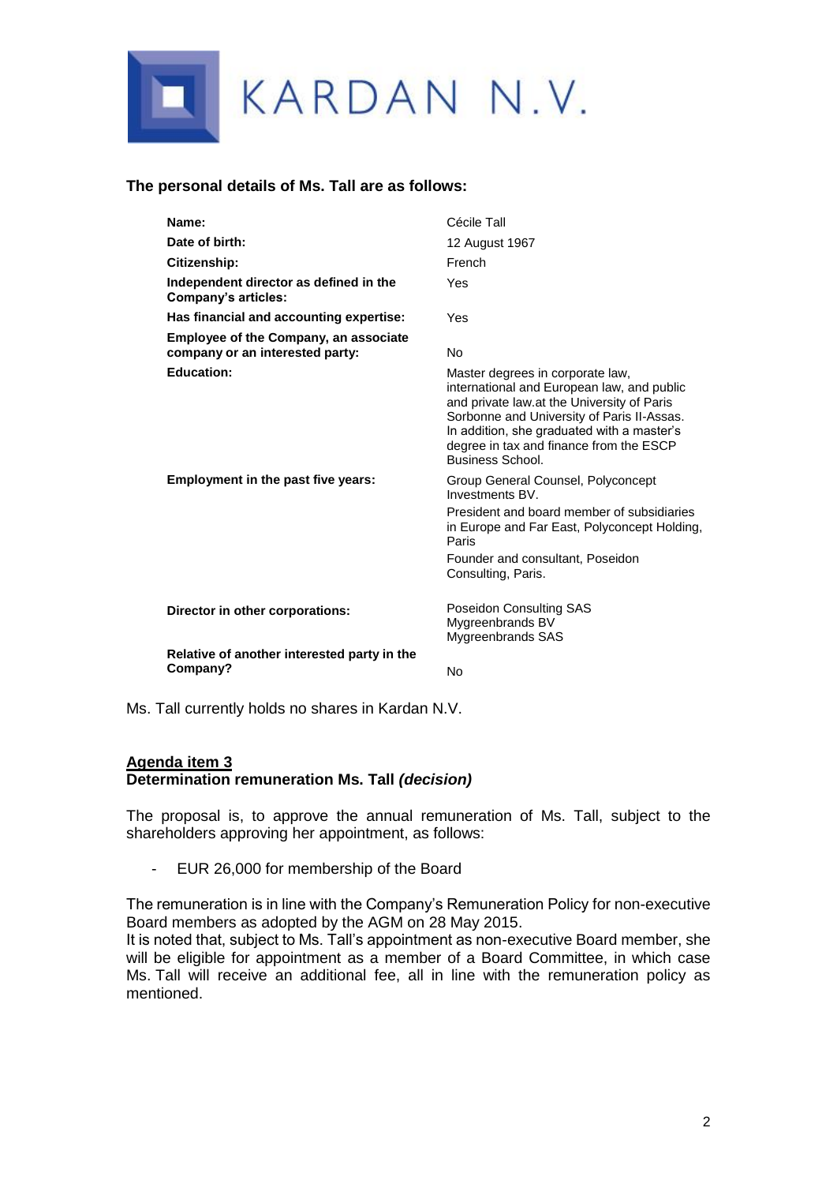**The personal details of Ms. Tall are as follows:**

| | |
|---|---|
| **Name:** | Cécile Tall |
| **Date of birth:** | 12 August 1967 |
| **Citizenship:** | French |
| **Independent director as defined in the Company's articles:** | Yes |
| **Has financial and accounting expertise:** | Yes |
| **Employee of the Company, an associate company or an interested party:** | No |
| **Education:** | Master degrees in corporate law, international and European law, and public and private law.at the University of Paris Sorbonne and University of Paris II-Assas. In addition, she graduated with a master's degree in tax and finance from the ESCP Business School. |
| **Employment in the past five years:** | Group General Counsel, Polyconcept Investments BV.<br>President and board member of subsidiaries in Europe and Far East, Polyconcept Holding, Paris<br>Founder and consultant, Poseidon Consulting, Paris. |
| **Director in other corporations:** | Poseidon Consulting SAS<br>Mygreenbrands BV<br>Mygreenbrands SAS |
| **Relative of another interested party in the Company?** | No |

Ms. Tall currently holds no shares in Kardan N.V.

## Agenda item 3
**Determination remuneration Ms. Tall *(decision)***

The proposal is, to approve the annual remuneration of Ms. Tall, subject to the shareholders approving her appointment, as follows:

- EUR 26,000 for membership of the Board

The remuneration is in line with the Company's Remuneration Policy for non-executive Board members as adopted by the AGM on 28 May 2015.
It is noted that, subject to Ms. Tall's appointment as non-executive Board member, she will be eligible for appointment as a member of a Board Committee, in which case Ms. Tall will receive an additional fee, all in line with the remuneration policy as mentioned.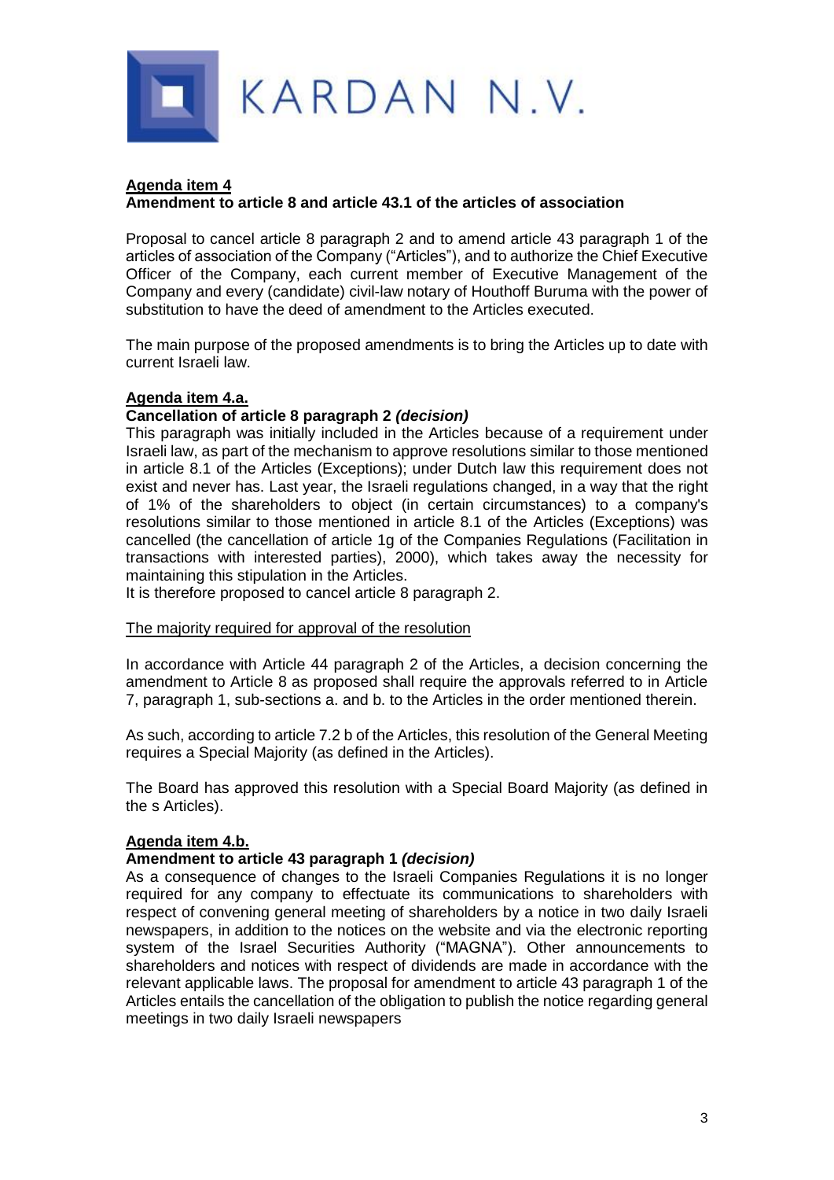**Agenda item 4**

**Amendment to article 8 and article 43.1 of the articles of association**

Proposal to cancel article 8 paragraph 2 and to amend article 43 paragraph 1 of the articles of association of the Company ("Articles"), and to authorize the Chief Executive Officer of the Company, each current member of Executive Management of the Company and every (candidate) civil-law notary of Houthoff Buruma with the power of substitution to have the deed of amendment to the Articles executed.

The main purpose of the proposed amendments is to bring the Articles up to date with current Israeli law.

**Agenda item 4.a.**

**Cancellation of article 8 paragraph 2 *(decision)***

This paragraph was initially included in the Articles because of a requirement under Israeli law, as part of the mechanism to approve resolutions similar to those mentioned in article 8.1 of the Articles (Exceptions); under Dutch law this requirement does not exist and never has. Last year, the Israeli regulations changed, in a way that the right of 1% of the shareholders to object (in certain circumstances) to a company's resolutions similar to those mentioned in article 8.1 of the Articles (Exceptions) was cancelled (the cancellation of article 1g of the Companies Regulations (Facilitation in transactions with interested parties), 2000), which takes away the necessity for maintaining this stipulation in the Articles.

It is therefore proposed to cancel article 8 paragraph 2.

The majority required for approval of the resolution

In accordance with Article 44 paragraph 2 of the Articles, a decision concerning the amendment to Article 8 as proposed shall require the approvals referred to in Article 7, paragraph 1, sub-sections a. and b. to the Articles in the order mentioned therein.

As such, according to article 7.2 b of the Articles, this resolution of the General Meeting requires a Special Majority (as defined in the Articles).

The Board has approved this resolution with a Special Board Majority (as defined in the s Articles).

**Agenda item 4.b.**

**Amendment to article 43 paragraph 1 *(decision)***

As a consequence of changes to the Israeli Companies Regulations it is no longer required for any company to effectuate its communications to shareholders with respect of convening general meeting of shareholders by a notice in two daily Israeli newspapers, in addition to the notices on the website and via the electronic reporting system of the Israel Securities Authority ("MAGNA"). Other announcements to shareholders and notices with respect of dividends are made in accordance with the relevant applicable laws. The proposal for amendment to article 43 paragraph 1 of the Articles entails the cancellation of the obligation to publish the notice regarding general meetings in two daily Israeli newspapers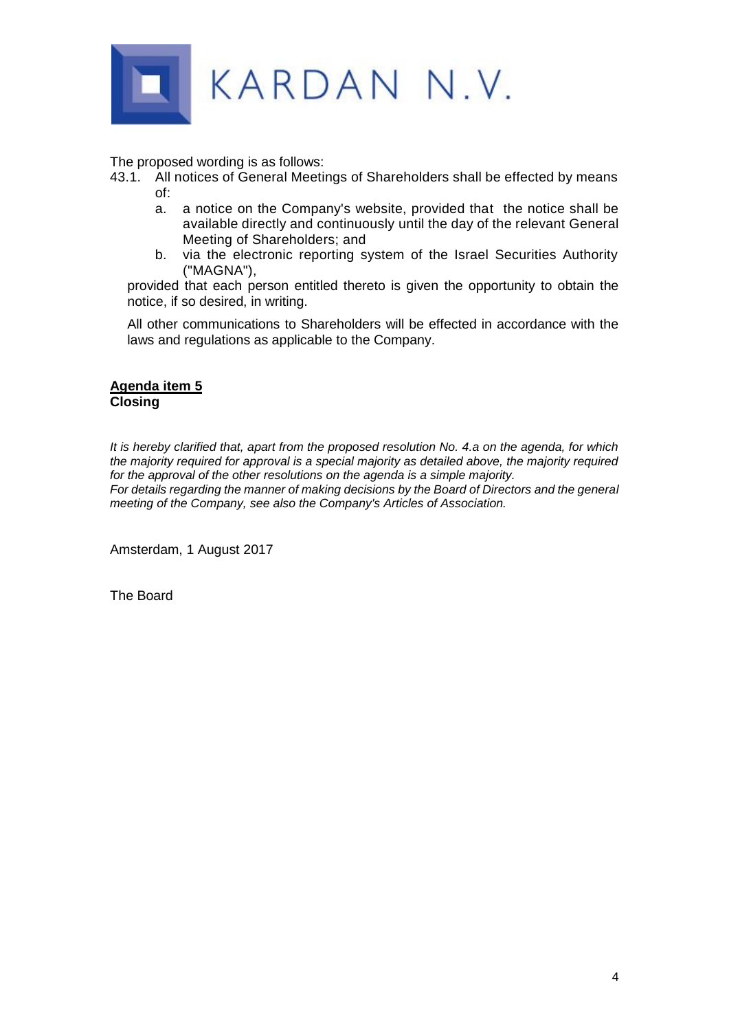The proposed wording is as follows:

43.1. All notices of General Meetings of Shareholders shall be effected by means of:

a. a notice on the Company's website, provided that the notice shall be available directly and continuously until the day of the relevant General Meeting of Shareholders; and
b. via the electronic reporting system of the Israel Securities Authority ("MAGNA"),

provided that each person entitled thereto is given the opportunity to obtain the notice, if so desired, in writing.

All other communications to Shareholders will be effected in accordance with the laws and regulations as applicable to the Company.

**Agenda item 5**
**Closing**

*It is hereby clarified that, apart from the proposed resolution No. 4.a on the agenda, for which the majority required for approval is a special majority as detailed above, the majority required for the approval of the other resolutions on the agenda is a simple majority.*
*For details regarding the manner of making decisions by the Board of Directors and the general meeting of the Company, see also the Company's Articles of Association.*

Amsterdam, 1 August 2017

The Board